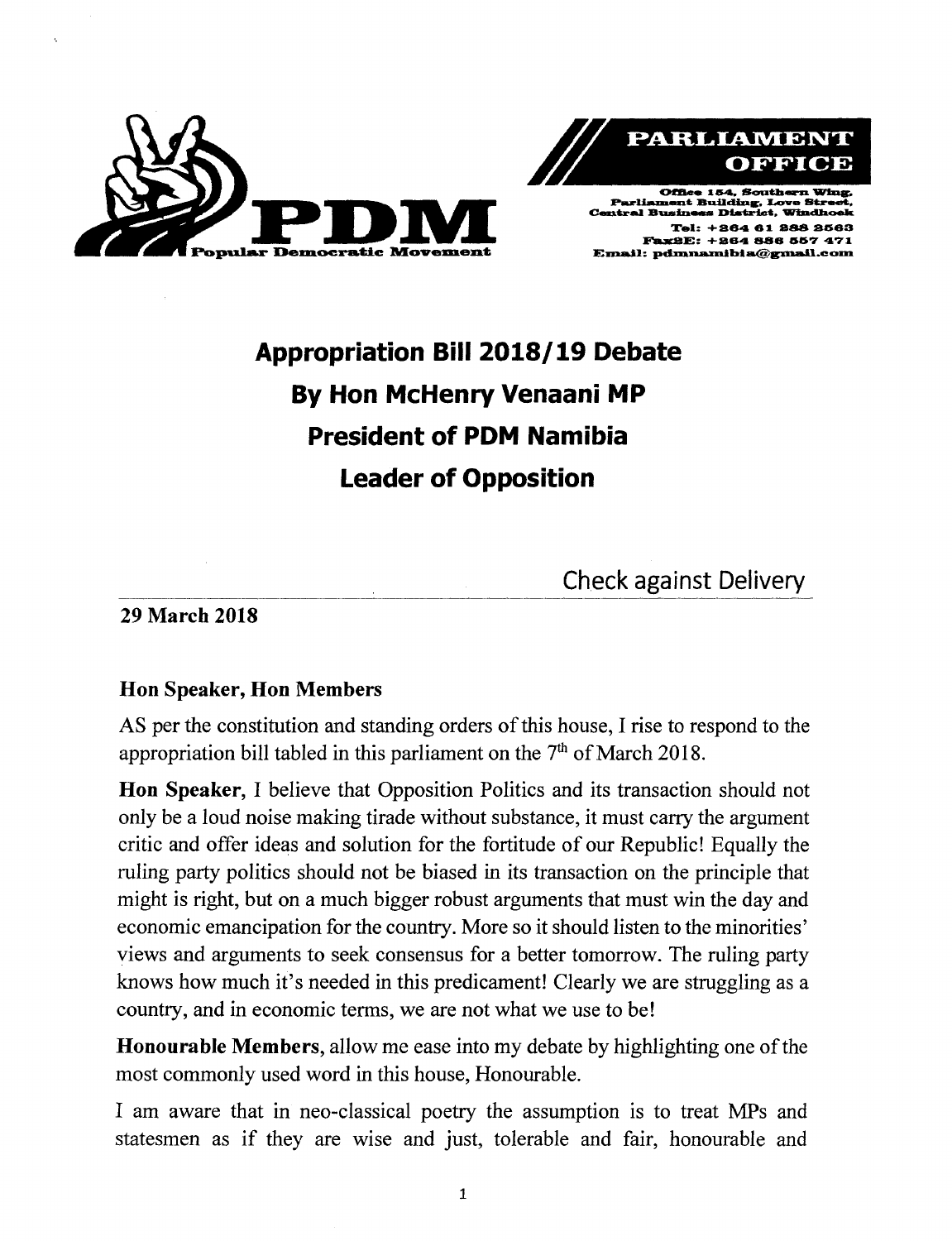PDM
Popular Democratic Movement

**PARLIAMENT OFFICE**

Office 154, Southern Wing, Parliament Building, Love Street, Central Business District, Windhoek
Tel: +264 61 288 2563
Fax2E: +264 886 557 471
Email: pdmnamibia@gmail.com

# Appropriation Bill 2018/19 Debate
# By Hon McHenry Venaani MP
# President of PDM Namibia
# Leader of Opposition

Check against Delivery

**29 March 2018**

**Hon Speaker, Hon Members**

AS per the constitution and standing orders of this house, I rise to respond to the appropriation bill tabled in this parliament on the 7th of March 2018.

**Hon Speaker,** I believe that Opposition Politics and its transaction should not only be a loud noise making tirade without substance, it must carry the argument critic and offer ideas and solution for the fortitude of our Republic! Equally the ruling party politics should not be biased in its transaction on the principle that might is right, but on a much bigger robust arguments that must win the day and economic emancipation for the country. More so it should listen to the minorities' views and arguments to seek consensus for a better tomorrow. The ruling party knows how much it's needed in this predicament! Clearly we are struggling as a country, and in economic terms, we are not what we use to be!

**Honourable Members,** allow me ease into my debate by highlighting one of the most commonly used word in this house, Honourable.

I am aware that in neo-classical poetry the assumption is to treat MPs and statesmen as if they are wise and just, tolerable and fair, honourable and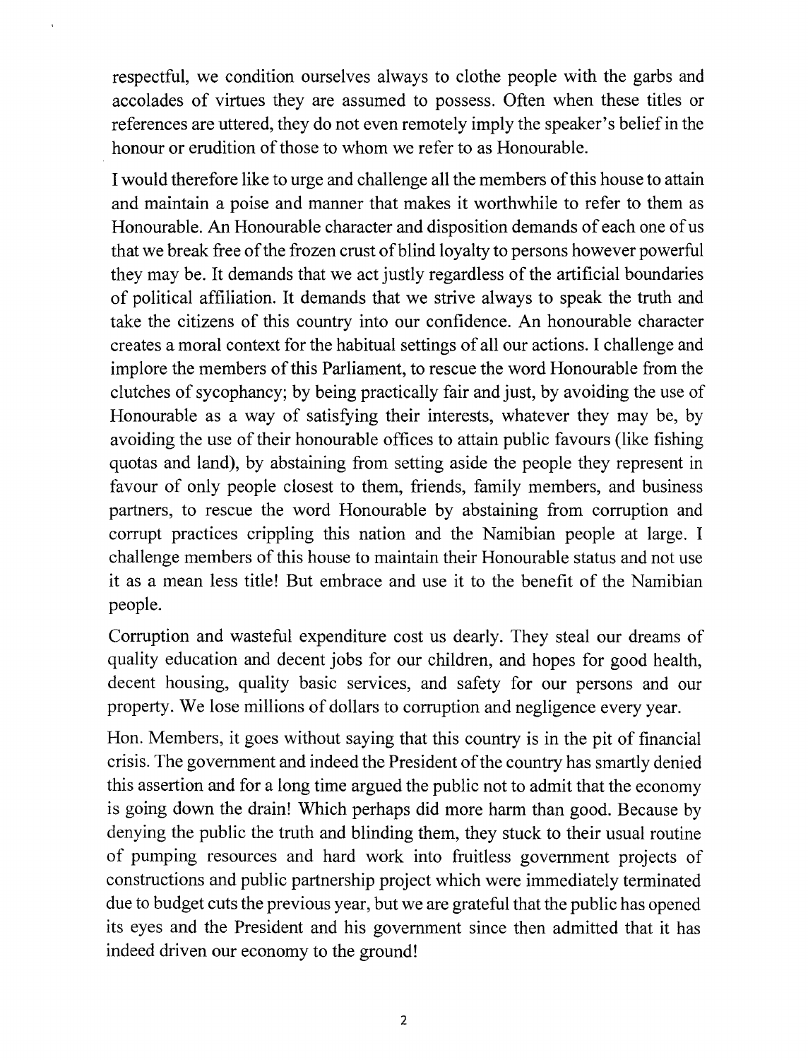respectful, we condition ourselves always to clothe people with the garbs and accolades of virtues they are assumed to possess. Often when these titles or references are uttered, they do not even remotely imply the speaker's belief in the honour or erudition of those to whom we refer to as Honourable.

I would therefore like to urge and challenge all the members of this house to attain and maintain a poise and manner that makes it worthwhile to refer to them as Honourable. An Honourable character and disposition demands of each one of us that we break free of the frozen crust of blind loyalty to persons however powerful they may be. It demands that we act justly regardless of the artificial boundaries of political affiliation. It demands that we strive always to speak the truth and take the citizens of this country into our confidence. An honourable character creates a moral context for the habitual settings of all our actions. I challenge and implore the members of this Parliament, to rescue the word Honourable from the clutches of sycophancy; by being practically fair and just, by avoiding the use of Honourable as a way of satisfying their interests, whatever they may be, by avoiding the use of their honourable offices to attain public favours (like fishing quotas and land), by abstaining from setting aside the people they represent in favour of only people closest to them, friends, family members, and business partners, to rescue the word Honourable by abstaining from corruption and corrupt practices crippling this nation and the Namibian people at large. I challenge members of this house to maintain their Honourable status and not use it as a mean less title! But embrace and use it to the benefit of the Namibian people.

Corruption and wasteful expenditure cost us dearly. They steal our dreams of quality education and decent jobs for our children, and hopes for good health, decent housing, quality basic services, and safety for our persons and our property. We lose millions of dollars to corruption and negligence every year.

Hon. Members, it goes without saying that this country is in the pit of financial crisis. The government and indeed the President of the country has smartly denied this assertion and for a long time argued the public not to admit that the economy is going down the drain! Which perhaps did more harm than good. Because by denying the public the truth and blinding them, they stuck to their usual routine of pumping resources and hard work into fruitless government projects of constructions and public partnership project which were immediately terminated due to budget cuts the previous year, but we are grateful that the public has opened its eyes and the President and his government since then admitted that it has indeed driven our economy to the ground!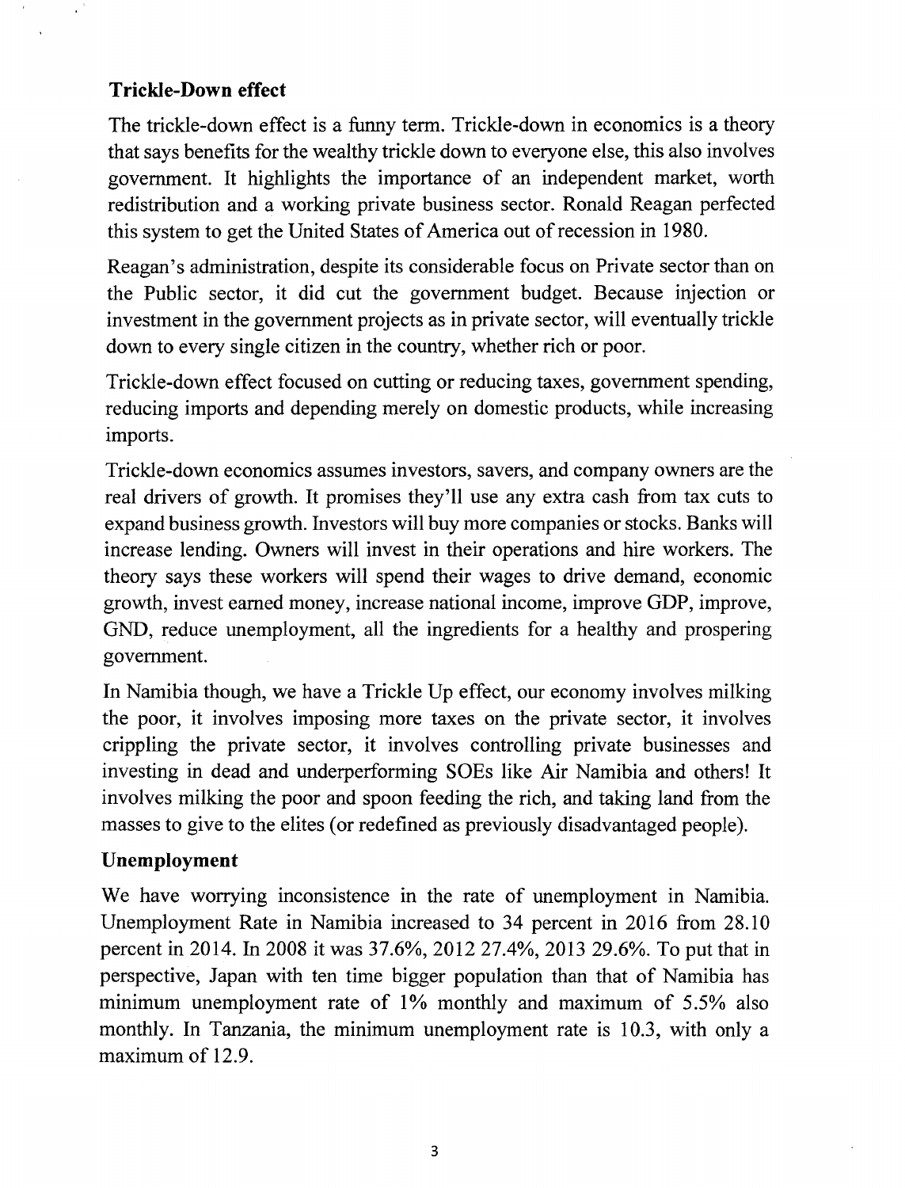**Trickle-Down effect**

The trickle-down effect is a funny term. Trickle-down in economics is a theory that says benefits for the wealthy trickle down to everyone else, this also involves government. It highlights the importance of an independent market, worth redistribution and a working private business sector. Ronald Reagan perfected this system to get the United States of America out of recession in 1980.

Reagan's administration, despite its considerable focus on Private sector than on the Public sector, it did cut the government budget. Because injection or investment in the government projects as in private sector, will eventually trickle down to every single citizen in the country, whether rich or poor.

Trickle-down effect focused on cutting or reducing taxes, government spending, reducing imports and depending merely on domestic products, while increasing imports.

Trickle-down economics assumes investors, savers, and company owners are the real drivers of growth. It promises they'll use any extra cash from tax cuts to expand business growth. Investors will buy more companies or stocks. Banks will increase lending. Owners will invest in their operations and hire workers. The theory says these workers will spend their wages to drive demand, economic growth, invest earned money, increase national income, improve GDP, improve, GND, reduce unemployment, all the ingredients for a healthy and prospering government.

In Namibia though, we have a Trickle Up effect, our economy involves milking the poor, it involves imposing more taxes on the private sector, it involves crippling the private sector, it involves controlling private businesses and investing in dead and underperforming SOEs like Air Namibia and others! It involves milking the poor and spoon feeding the rich, and taking land from the masses to give to the elites (or redefined as previously disadvantaged people).

**Unemployment**

We have worrying inconsistence in the rate of unemployment in Namibia. Unemployment Rate in Namibia increased to 34 percent in 2016 from 28.10 percent in 2014. In 2008 it was 37.6%, 2012 27.4%, 2013 29.6%. To put that in perspective, Japan with ten time bigger population than that of Namibia has minimum unemployment rate of 1% monthly and maximum of 5.5% also monthly. In Tanzania, the minimum unemployment rate is 10.3, with only a maximum of 12.9.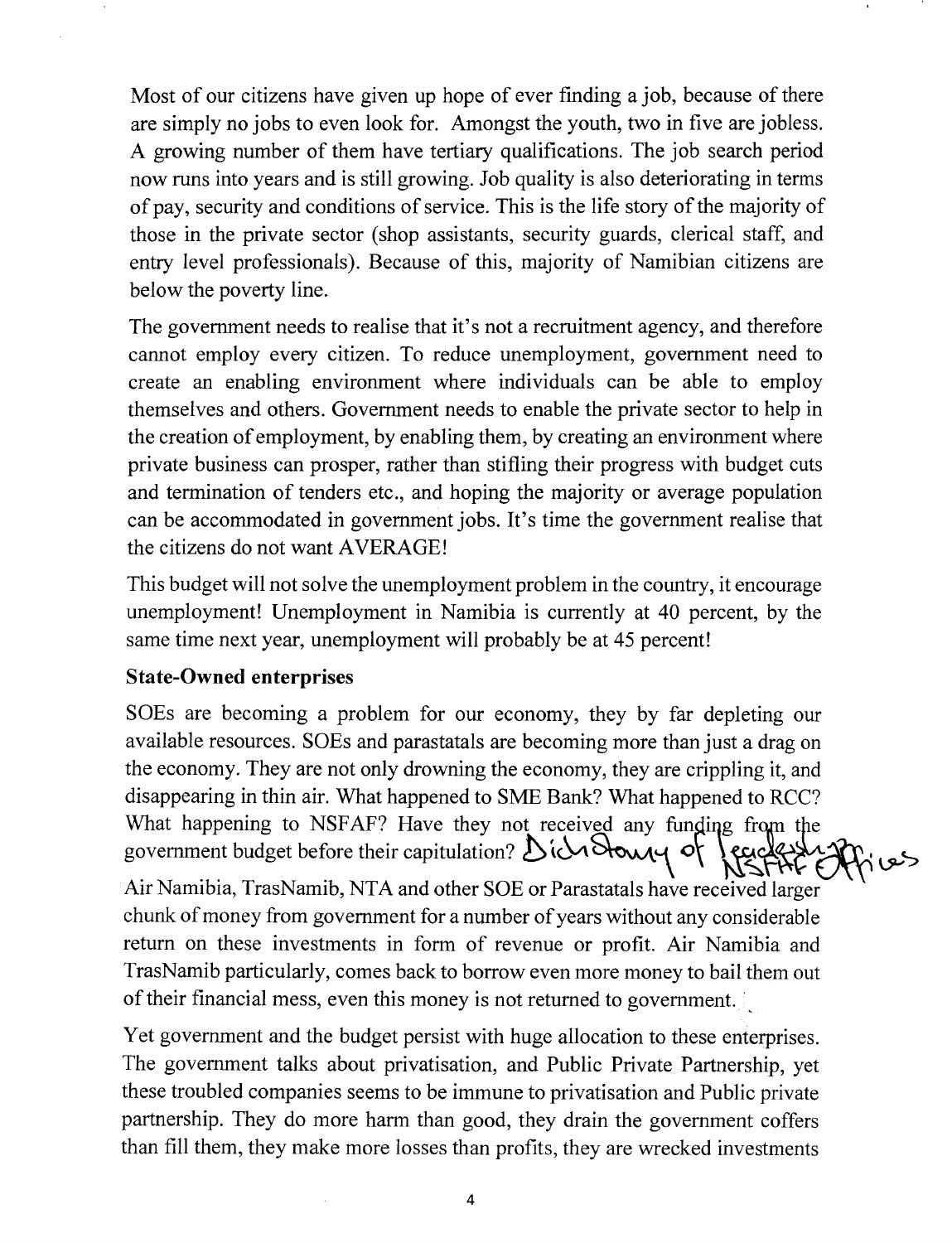Most of our citizens have given up hope of ever finding a job, because of there are simply no jobs to even look for. Amongst the youth, two in five are jobless. A growing number of them have tertiary qualifications. The job search period now runs into years and is still growing. Job quality is also deteriorating in terms of pay, security and conditions of service. This is the life story of the majority of those in the private sector (shop assistants, security guards, clerical staff, and entry level professionals). Because of this, majority of Namibian citizens are below the poverty line.

The government needs to realise that it's not a recruitment agency, and therefore cannot employ every citizen. To reduce unemployment, government need to create an enabling environment where individuals can be able to employ themselves and others. Government needs to enable the private sector to help in the creation of employment, by enabling them, by creating an environment where private business can prosper, rather than stifling their progress with budget cuts and termination of tenders etc., and hoping the majority or average population can be accommodated in government jobs. It's time the government realise that the citizens do not want AVERAGE!

This budget will not solve the unemployment problem in the country, it encourage unemployment! Unemployment in Namibia is currently at 40 percent, by the same time next year, unemployment will probably be at 45 percent!

### State-Owned enterprises

SOEs are becoming a problem for our economy, they by far depleting our available resources. SOEs and parastatals are becoming more than just a drag on the economy. They are not only drowning the economy, they are crippling it, and disappearing in thin air. What happened to SME Bank? What happened to RCC? What happening to NSFAF? Have they not received any funding from the government budget before their capitulation? Dichotomy of leadership NSFAF Offices

Air Namibia, TrasNamib, NTA and other SOE or Parastatals have received larger chunk of money from government for a number of years without any considerable return on these investments in form of revenue or profit. Air Namibia and TrasNamib particularly, comes back to borrow even more money to bail them out of their financial mess, even this money is not returned to government.

Yet government and the budget persist with huge allocation to these enterprises. The government talks about privatisation, and Public Private Partnership, yet these troubled companies seems to be immune to privatisation and Public private partnership. They do more harm than good, they drain the government coffers than fill them, they make more losses than profits, they are wrecked investments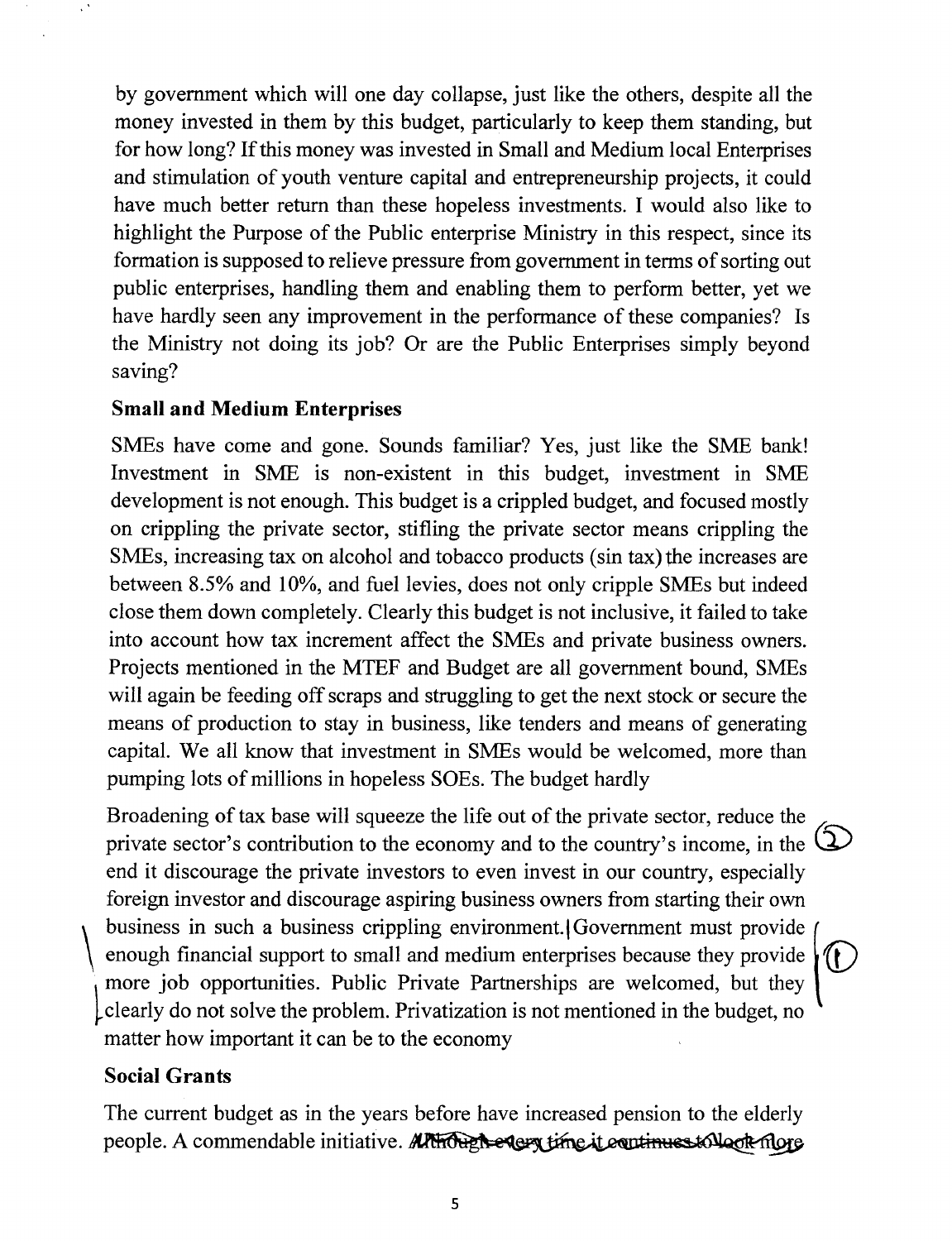by government which will one day collapse, just like the others, despite all the money invested in them by this budget, particularly to keep them standing, but for how long? If this money was invested in Small and Medium local Enterprises and stimulation of youth venture capital and entrepreneurship projects, it could have much better return than these hopeless investments. I would also like to highlight the Purpose of the Public enterprise Ministry in this respect, since its formation is supposed to relieve pressure from government in terms of sorting out public enterprises, handling them and enabling them to perform better, yet we have hardly seen any improvement in the performance of these companies? Is the Ministry not doing its job? Or are the Public Enterprises simply beyond saving?

**Small and Medium Enterprises**

SMEs have come and gone. Sounds familiar? Yes, just like the SME bank! Investment in SME is non-existent in this budget, investment in SME development is not enough. This budget is a crippled budget, and focused mostly on crippling the private sector, stifling the private sector means crippling the SMEs, increasing tax on alcohol and tobacco products (sin tax) the increases are between 8.5% and 10%, and fuel levies, does not only cripple SMEs but indeed close them down completely. Clearly this budget is not inclusive, it failed to take into account how tax increment affect the SMEs and private business owners. Projects mentioned in the MTEF and Budget are all government bound, SMEs will again be feeding off scraps and struggling to get the next stock or secure the means of production to stay in business, like tenders and means of generating capital. We all know that investment in SMEs would be welcomed, more than pumping lots of millions in hopeless SOEs. The budget hardly

Broadening of tax base will squeeze the life out of the private sector, reduce the private sector's contribution to the economy and to the country's income, in the end it discourage the private investors to even invest in our country, especially foreign investor and discourage aspiring business owners from starting their own business in such a business crippling environment. Government must provide enough financial support to small and medium enterprises because they provide more job opportunities. Public Private Partnerships are welcomed, but they clearly do not solve the problem. Privatization is not mentioned in the budget, no matter how important it can be to the economy

**Social Grants**

The current budget as in the years before have increased pension to the elderly people. A commendable initiative. ~~Although every time it continues to look more~~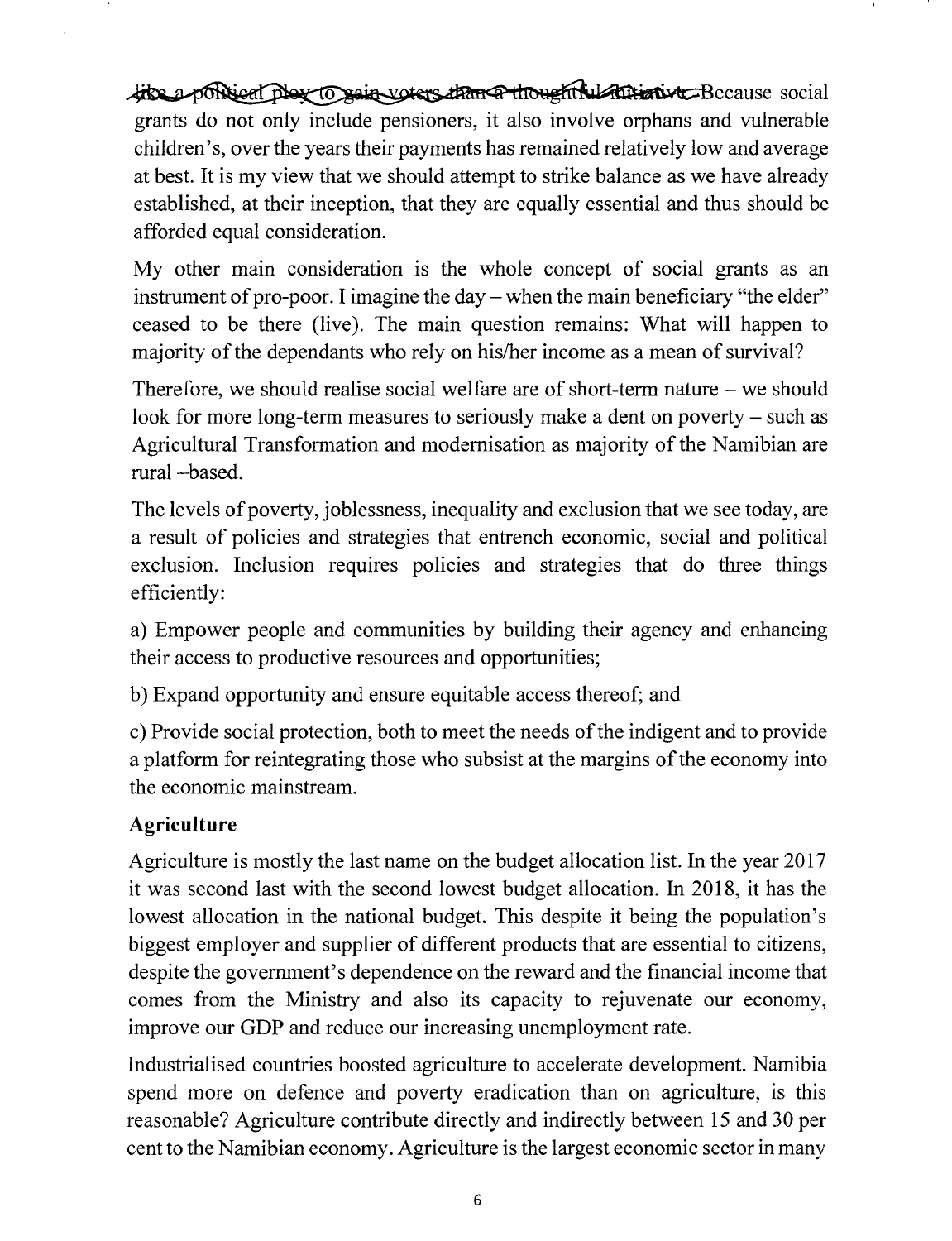~~like a political ploy to gain voters than a thoughtful initiative.~~ Because social grants do not only include pensioners, it also involve orphans and vulnerable children's, over the years their payments has remained relatively low and average at best. It is my view that we should attempt to strike balance as we have already established, at their inception, that they are equally essential and thus should be afforded equal consideration.

My other main consideration is the whole concept of social grants as an instrument of pro-poor. I imagine the day – when the main beneficiary "the elder" ceased to be there (live). The main question remains: What will happen to majority of the dependants who rely on his/her income as a mean of survival?

Therefore, we should realise social welfare are of short-term nature – we should look for more long-term measures to seriously make a dent on poverty – such as Agricultural Transformation and modernisation as majority of the Namibian are rural –based.

The levels of poverty, joblessness, inequality and exclusion that we see today, are a result of policies and strategies that entrench economic, social and political exclusion. Inclusion requires policies and strategies that do three things efficiently:

a) Empower people and communities by building their agency and enhancing their access to productive resources and opportunities;

b) Expand opportunity and ensure equitable access thereof; and

c) Provide social protection, both to meet the needs of the indigent and to provide a platform for reintegrating those who subsist at the margins of the economy into the economic mainstream.

**Agriculture**

Agriculture is mostly the last name on the budget allocation list. In the year 2017 it was second last with the second lowest budget allocation. In 2018, it has the lowest allocation in the national budget. This despite it being the population's biggest employer and supplier of different products that are essential to citizens, despite the government's dependence on the reward and the financial income that comes from the Ministry and also its capacity to rejuvenate our economy, improve our GDP and reduce our increasing unemployment rate.

Industrialised countries boosted agriculture to accelerate development. Namibia spend more on defence and poverty eradication than on agriculture, is this reasonable? Agriculture contribute directly and indirectly between 15 and 30 per cent to the Namibian economy. Agriculture is the largest economic sector in many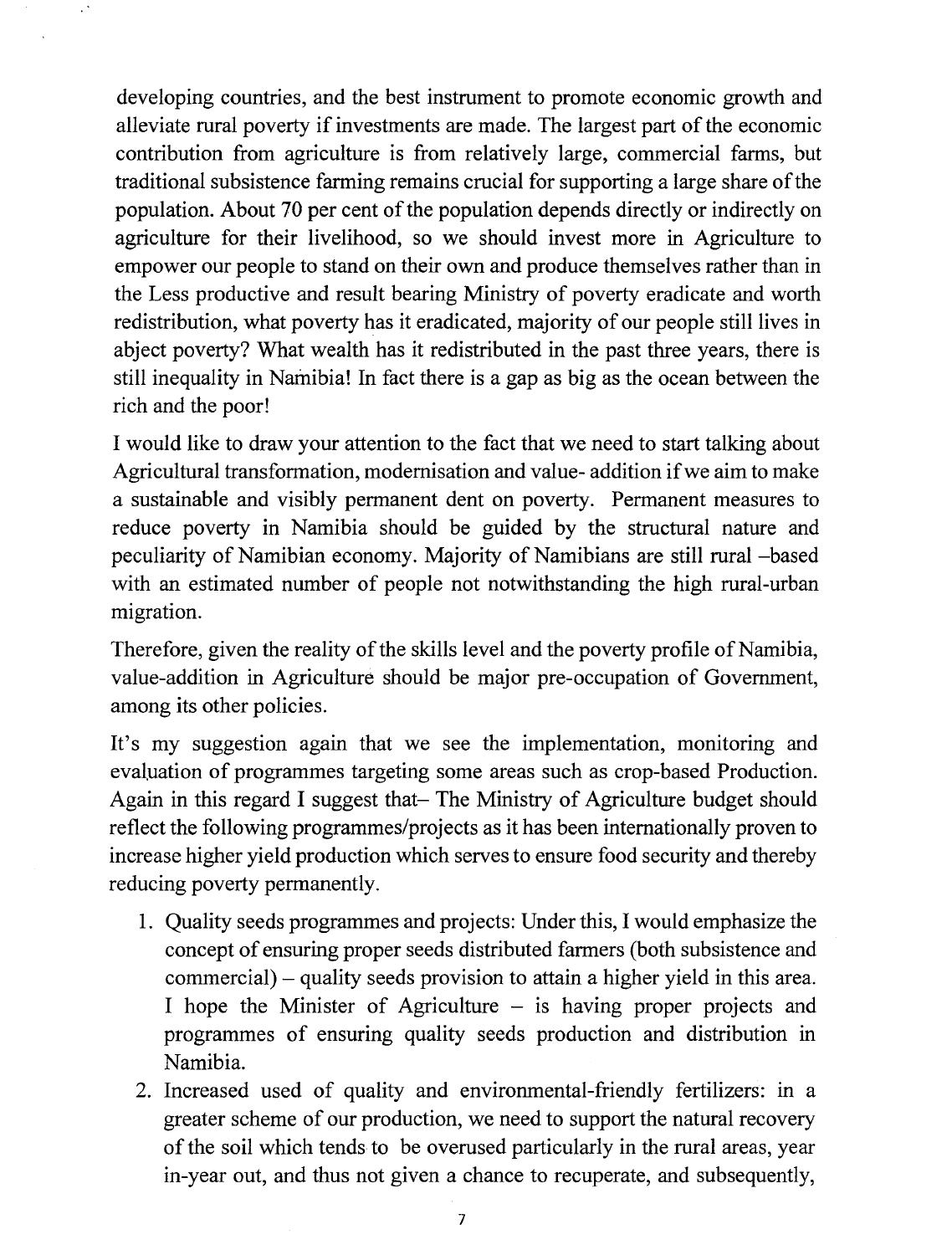developing countries, and the best instrument to promote economic growth and alleviate rural poverty if investments are made. The largest part of the economic contribution from agriculture is from relatively large, commercial farms, but traditional subsistence farming remains crucial for supporting a large share of the population. About 70 per cent of the population depends directly or indirectly on agriculture for their livelihood, so we should invest more in Agriculture to empower our people to stand on their own and produce themselves rather than in the Less productive and result bearing Ministry of poverty eradicate and worth redistribution, what poverty has it eradicated, majority of our people still lives in abject poverty? What wealth has it redistributed in the past three years, there is still inequality in Namibia! In fact there is a gap as big as the ocean between the rich and the poor!

I would like to draw your attention to the fact that we need to start talking about Agricultural transformation, modernisation and value- addition if we aim to make a sustainable and visibly permanent dent on poverty. Permanent measures to reduce poverty in Namibia should be guided by the structural nature and peculiarity of Namibian economy. Majority of Namibians are still rural –based with an estimated number of people not notwithstanding the high rural-urban migration.

Therefore, given the reality of the skills level and the poverty profile of Namibia, value-addition in Agriculture should be major pre-occupation of Government, among its other policies.

It's my suggestion again that we see the implementation, monitoring and evaluation of programmes targeting some areas such as crop-based Production. Again in this regard I suggest that– The Ministry of Agriculture budget should reflect the following programmes/projects as it has been internationally proven to increase higher yield production which serves to ensure food security and thereby reducing poverty permanently.

1. Quality seeds programmes and projects: Under this, I would emphasize the concept of ensuring proper seeds distributed farmers (both subsistence and commercial) – quality seeds provision to attain a higher yield in this area. I hope the Minister of Agriculture – is having proper projects and programmes of ensuring quality seeds production and distribution in Namibia.
2. Increased used of quality and environmental-friendly fertilizers: in a greater scheme of our production, we need to support the natural recovery of the soil which tends to be overused particularly in the rural areas, year in-year out, and thus not given a chance to recuperate, and subsequently,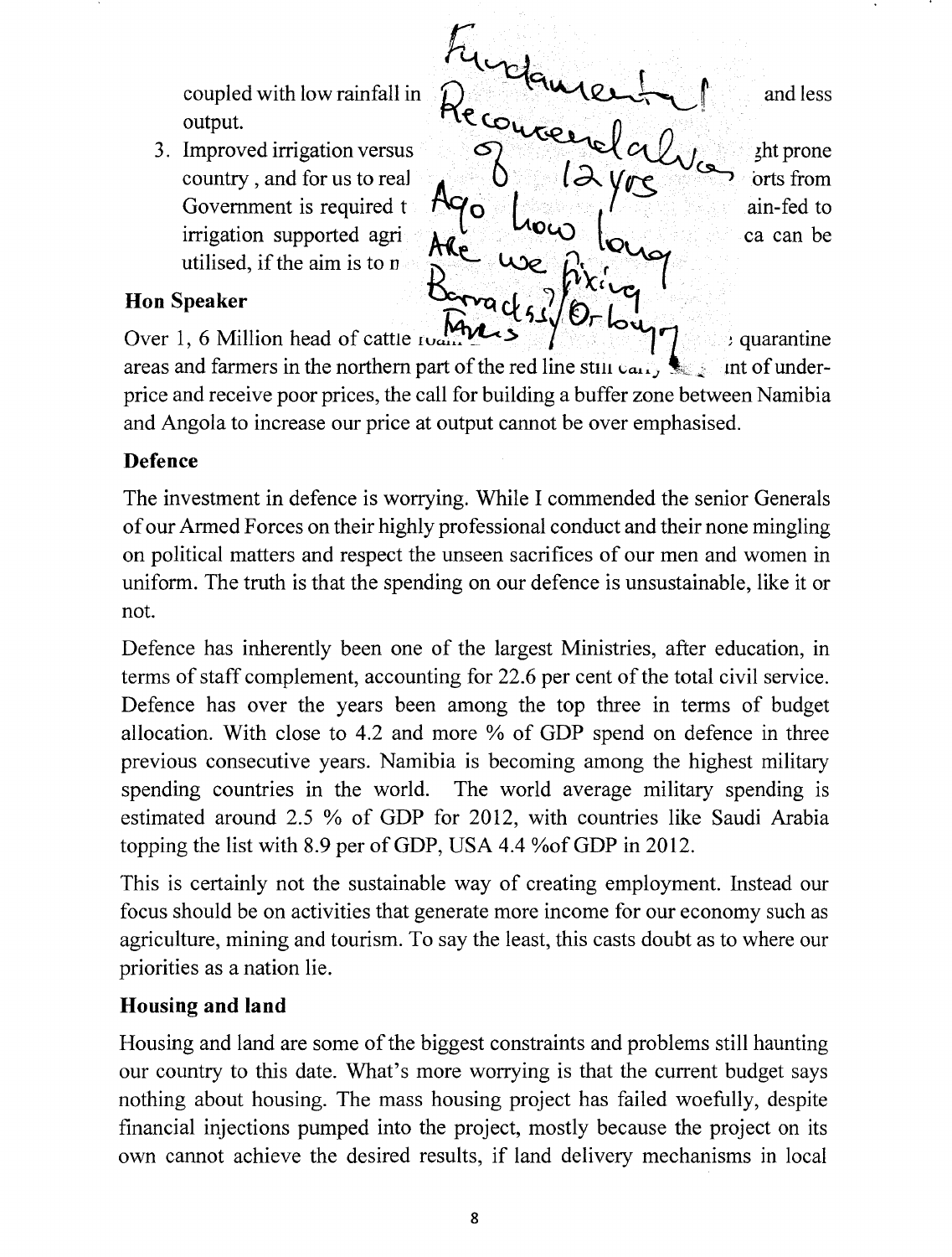coupled with low rainfall in [...] and less output.

3. Improved irrigation versus [...]ght prone country, and for us to real[...] orts from Government is required t[...] ain-fed to irrigation supported agri[...] ca can be utilised, if the aim is to n[...]

Fundamental Recommendation of 12 yrs Ago how long Are we fixing Barracks/Or Loans?

**Hon Speaker**

Over 1, 6 Million head of cattle [...] quarantine areas and farmers in the northern part of the red line still [...] nt of under-price and receive poor prices, the call for building a buffer zone between Namibia and Angola to increase our price at output cannot be over emphasised.

**Defence**

The investment in defence is worrying. While I commended the senior Generals of our Armed Forces on their highly professional conduct and their none mingling on political matters and respect the unseen sacrifices of our men and women in uniform. The truth is that the spending on our defence is unsustainable, like it or not.

Defence has inherently been one of the largest Ministries, after education, in terms of staff complement, accounting for 22.6 per cent of the total civil service. Defence has over the years been among the top three in terms of budget allocation. With close to 4.2 and more % of GDP spend on defence in three previous consecutive years. Namibia is becoming among the highest military spending countries in the world. The world average military spending is estimated around 2.5 % of GDP for 2012, with countries like Saudi Arabia topping the list with 8.9 per of GDP, USA 4.4 %of GDP in 2012.

This is certainly not the sustainable way of creating employment. Instead our focus should be on activities that generate more income for our economy such as agriculture, mining and tourism. To say the least, this casts doubt as to where our priorities as a nation lie.

**Housing and land**

Housing and land are some of the biggest constraints and problems still haunting our country to this date. What's more worrying is that the current budget says nothing about housing. The mass housing project has failed woefully, despite financial injections pumped into the project, mostly because the project on its own cannot achieve the desired results, if land delivery mechanisms in local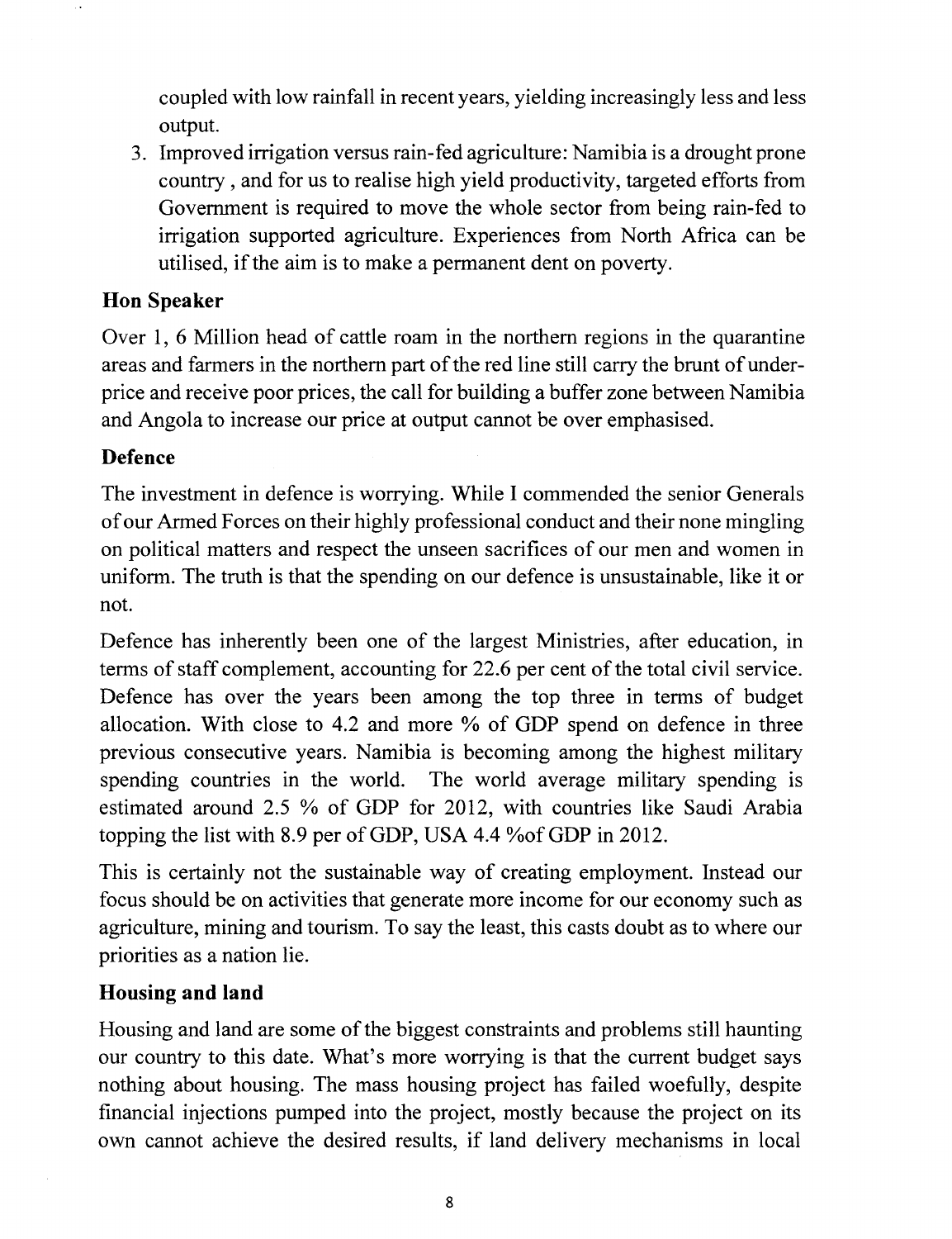coupled with low rainfall in recent years, yielding increasingly less and less output.

3. Improved irrigation versus rain-fed agriculture: Namibia is a drought prone country , and for us to realise high yield productivity, targeted efforts from Government is required to move the whole sector from being rain-fed to irrigation supported agriculture. Experiences from North Africa can be utilised, if the aim is to make a permanent dent on poverty.

**Hon Speaker**

Over 1, 6 Million head of cattle roam in the northern regions in the quarantine areas and farmers in the northern part of the red line still carry the brunt of under-price and receive poor prices, the call for building a buffer zone between Namibia and Angola to increase our price at output cannot be over emphasised.

**Defence**

The investment in defence is worrying. While I commended the senior Generals of our Armed Forces on their highly professional conduct and their none mingling on political matters and respect the unseen sacrifices of our men and women in uniform. The truth is that the spending on our defence is unsustainable, like it or not.

Defence has inherently been one of the largest Ministries, after education, in terms of staff complement, accounting for 22.6 per cent of the total civil service. Defence has over the years been among the top three in terms of budget allocation. With close to 4.2 and more % of GDP spend on defence in three previous consecutive years. Namibia is becoming among the highest military spending countries in the world. The world average military spending is estimated around 2.5 % of GDP for 2012, with countries like Saudi Arabia topping the list with 8.9 per of GDP, USA 4.4 %of GDP in 2012.

This is certainly not the sustainable way of creating employment. Instead our focus should be on activities that generate more income for our economy such as agriculture, mining and tourism. To say the least, this casts doubt as to where our priorities as a nation lie.

**Housing and land**

Housing and land are some of the biggest constraints and problems still haunting our country to this date. What's more worrying is that the current budget says nothing about housing. The mass housing project has failed woefully, despite financial injections pumped into the project, mostly because the project on its own cannot achieve the desired results, if land delivery mechanisms in local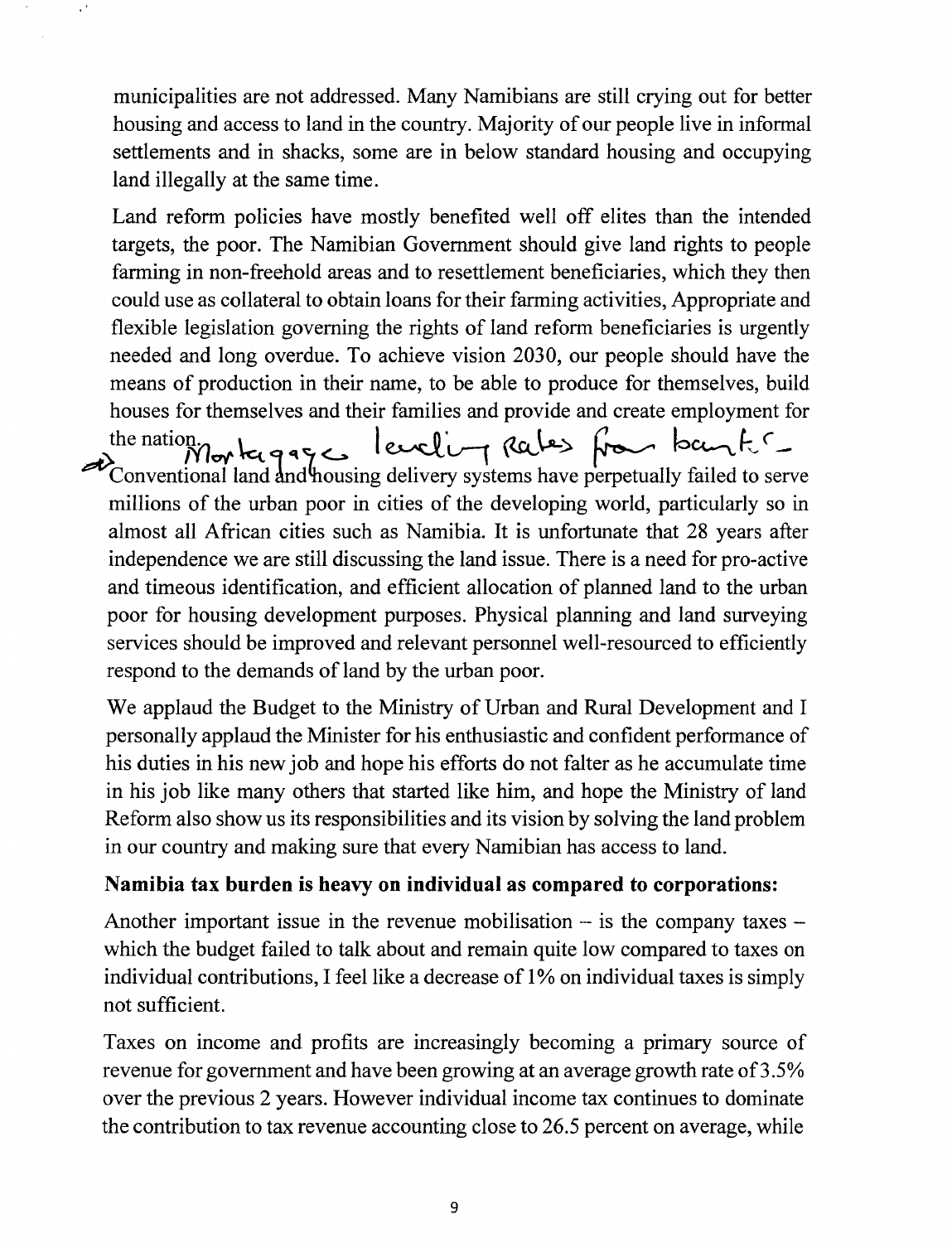municipalities are not addressed. Many Namibians are still crying out for better housing and access to land in the country. Majority of our people live in informal settlements and in shacks, some are in below standard housing and occupying land illegally at the same time.

Land reform policies have mostly benefited well off elites than the intended targets, the poor. The Namibian Government should give land rights to people farming in non-freehold areas and to resettlement beneficiaries, which they then could use as collateral to obtain loans for their farming activities, Appropriate and flexible legislation governing the rights of land reform beneficiaries is urgently needed and long overdue. To achieve vision 2030, our people should have the means of production in their name, to be able to produce for themselves, build houses for themselves and their families and provide and create employment for the nation. Mortgages lending Rates from banks

Conventional land and housing delivery systems have perpetually failed to serve millions of the urban poor in cities of the developing world, particularly so in almost all African cities such as Namibia. It is unfortunate that 28 years after independence we are still discussing the land issue. There is a need for pro-active and timeous identification, and efficient allocation of planned land to the urban poor for housing development purposes. Physical planning and land surveying services should be improved and relevant personnel well-resourced to efficiently respond to the demands of land by the urban poor.

We applaud the Budget to the Ministry of Urban and Rural Development and I personally applaud the Minister for his enthusiastic and confident performance of his duties in his new job and hope his efforts do not falter as he accumulate time in his job like many others that started like him, and hope the Ministry of land Reform also show us its responsibilities and its vision by solving the land problem in our country and making sure that every Namibian has access to land.

**Namibia tax burden is heavy on individual as compared to corporations:**

Another important issue in the revenue mobilisation – is the company taxes – which the budget failed to talk about and remain quite low compared to taxes on individual contributions, I feel like a decrease of 1% on individual taxes is simply not sufficient.

Taxes on income and profits are increasingly becoming a primary source of revenue for government and have been growing at an average growth rate of 3.5% over the previous 2 years. However individual income tax continues to dominate the contribution to tax revenue accounting close to 26.5 percent on average, while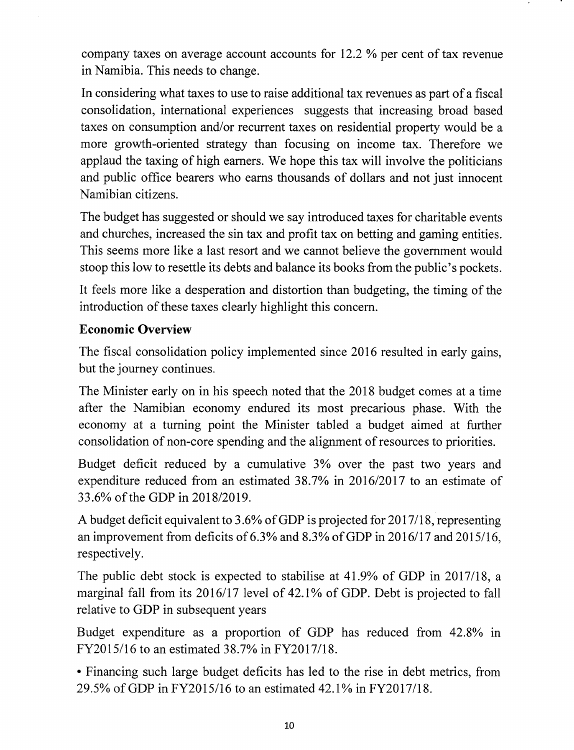company taxes on average account accounts for 12.2 % per cent of tax revenue in Namibia. This needs to change.

In considering what taxes to use to raise additional tax revenues as part of a fiscal consolidation, international experiences suggests that increasing broad based taxes on consumption and/or recurrent taxes on residential property would be a more growth-oriented strategy than focusing on income tax. Therefore we applaud the taxing of high earners. We hope this tax will involve the politicians and public office bearers who earns thousands of dollars and not just innocent Namibian citizens.

The budget has suggested or should we say introduced taxes for charitable events and churches, increased the sin tax and profit tax on betting and gaming entities. This seems more like a last resort and we cannot believe the government would stoop this low to resettle its debts and balance its books from the public's pockets.

It feels more like a desperation and distortion than budgeting, the timing of the introduction of these taxes clearly highlight this concern.

**Economic Overview**

The fiscal consolidation policy implemented since 2016 resulted in early gains, but the journey continues.

The Minister early on in his speech noted that the 2018 budget comes at a time after the Namibian economy endured its most precarious phase. With the economy at a turning point the Minister tabled a budget aimed at further consolidation of non-core spending and the alignment of resources to priorities.

Budget deficit reduced by a cumulative 3% over the past two years and expenditure reduced from an estimated 38.7% in 2016/2017 to an estimate of 33.6% of the GDP in 2018/2019.

A budget deficit equivalent to 3.6% of GDP is projected for 2017/18, representing an improvement from deficits of 6.3% and 8.3% of GDP in 2016/17 and 2015/16, respectively.

The public debt stock is expected to stabilise at 41.9% of GDP in 2017/18, a marginal fall from its 2016/17 level of 42.1% of GDP. Debt is projected to fall relative to GDP in subsequent years

Budget expenditure as a proportion of GDP has reduced from 42.8% in FY2015/16 to an estimated 38.7% in FY2017/18.

- Financing such large budget deficits has led to the rise in debt metrics, from 29.5% of GDP in FY2015/16 to an estimated 42.1% in FY2017/18.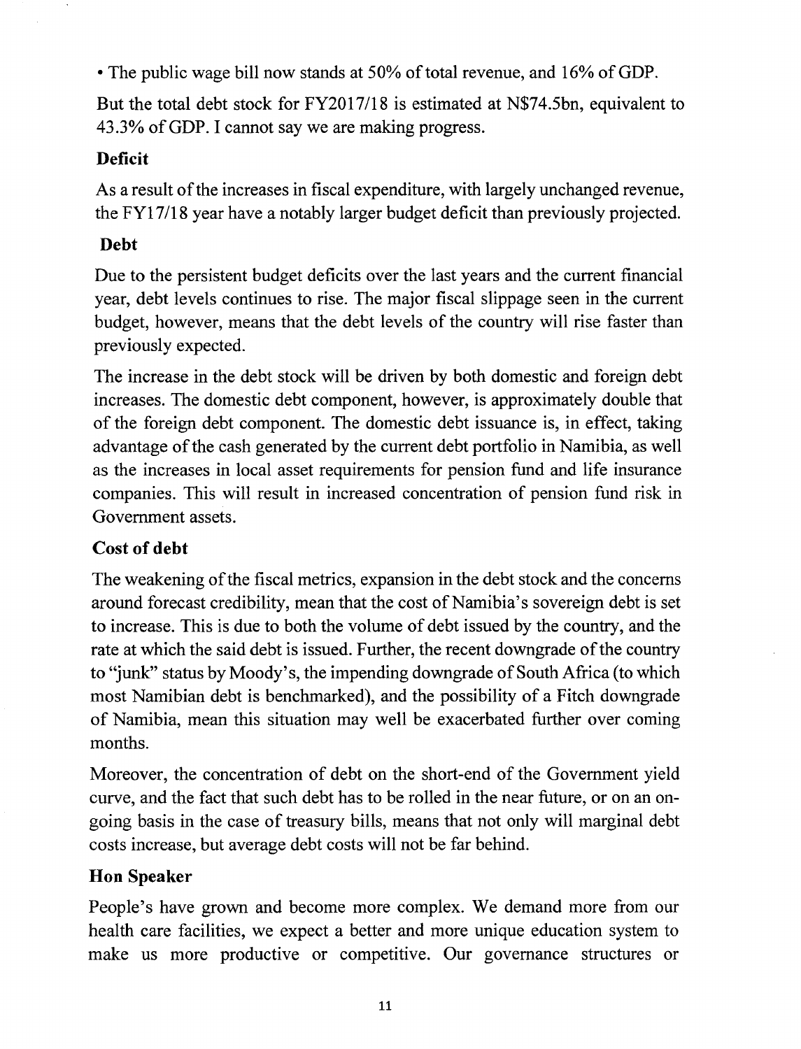• The public wage bill now stands at 50% of total revenue, and 16% of GDP.

But the total debt stock for FY2017/18 is estimated at N$74.5bn, equivalent to 43.3% of GDP. I cannot say we are making progress.

**Deficit**

As a result of the increases in fiscal expenditure, with largely unchanged revenue, the FY17/18 year have a notably larger budget deficit than previously projected.

**Debt**

Due to the persistent budget deficits over the last years and the current financial year, debt levels continues to rise. The major fiscal slippage seen in the current budget, however, means that the debt levels of the country will rise faster than previously expected.

The increase in the debt stock will be driven by both domestic and foreign debt increases. The domestic debt component, however, is approximately double that of the foreign debt component. The domestic debt issuance is, in effect, taking advantage of the cash generated by the current debt portfolio in Namibia, as well as the increases in local asset requirements for pension fund and life insurance companies. This will result in increased concentration of pension fund risk in Government assets.

**Cost of debt**

The weakening of the fiscal metrics, expansion in the debt stock and the concerns around forecast credibility, mean that the cost of Namibia's sovereign debt is set to increase. This is due to both the volume of debt issued by the country, and the rate at which the said debt is issued. Further, the recent downgrade of the country to "junk" status by Moody's, the impending downgrade of South Africa (to which most Namibian debt is benchmarked), and the possibility of a Fitch downgrade of Namibia, mean this situation may well be exacerbated further over coming months.

Moreover, the concentration of debt on the short-end of the Government yield curve, and the fact that such debt has to be rolled in the near future, or on an on-going basis in the case of treasury bills, means that not only will marginal debt costs increase, but average debt costs will not be far behind.

**Hon Speaker**

People's have grown and become more complex. We demand more from our health care facilities, we expect a better and more unique education system to make us more productive or competitive. Our governance structures or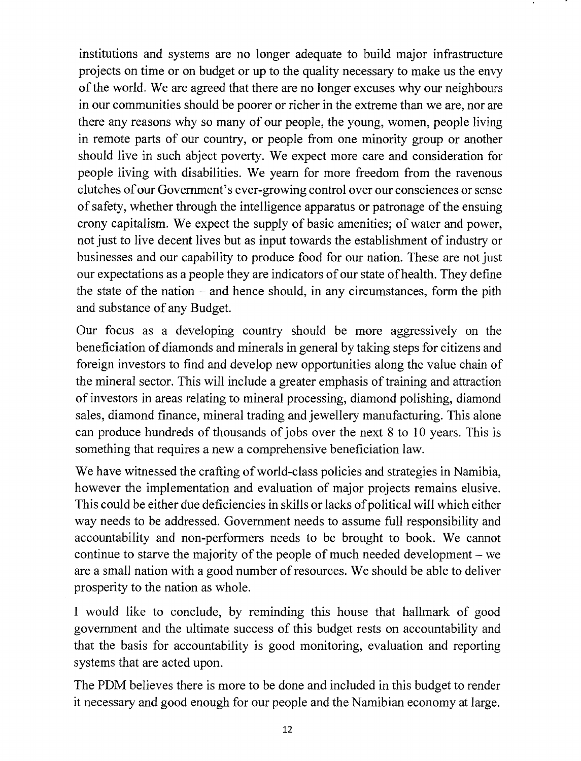institutions and systems are no longer adequate to build major infrastructure projects on time or on budget or up to the quality necessary to make us the envy of the world. We are agreed that there are no longer excuses why our neighbours in our communities should be poorer or richer in the extreme than we are, nor are there any reasons why so many of our people, the young, women, people living in remote parts of our country, or people from one minority group or another should live in such abject poverty. We expect more care and consideration for people living with disabilities. We yearn for more freedom from the ravenous clutches of our Government's ever-growing control over our consciences or sense of safety, whether through the intelligence apparatus or patronage of the ensuing crony capitalism. We expect the supply of basic amenities; of water and power, not just to live decent lives but as input towards the establishment of industry or businesses and our capability to produce food for our nation. These are not just our expectations as a people they are indicators of our state of health. They define the state of the nation – and hence should, in any circumstances, form the pith and substance of any Budget.

Our focus as a developing country should be more aggressively on the beneficiation of diamonds and minerals in general by taking steps for citizens and foreign investors to find and develop new opportunities along the value chain of the mineral sector. This will include a greater emphasis of training and attraction of investors in areas relating to mineral processing, diamond polishing, diamond sales, diamond finance, mineral trading and jewellery manufacturing. This alone can produce hundreds of thousands of jobs over the next 8 to 10 years. This is something that requires a new a comprehensive beneficiation law.

We have witnessed the crafting of world-class policies and strategies in Namibia, however the implementation and evaluation of major projects remains elusive. This could be either due deficiencies in skills or lacks of political will which either way needs to be addressed. Government needs to assume full responsibility and accountability and non-performers needs to be brought to book. We cannot continue to starve the majority of the people of much needed development – we are a small nation with a good number of resources. We should be able to deliver prosperity to the nation as whole.

I would like to conclude, by reminding this house that hallmark of good government and the ultimate success of this budget rests on accountability and that the basis for accountability is good monitoring, evaluation and reporting systems that are acted upon.

The PDM believes there is more to be done and included in this budget to render it necessary and good enough for our people and the Namibian economy at large.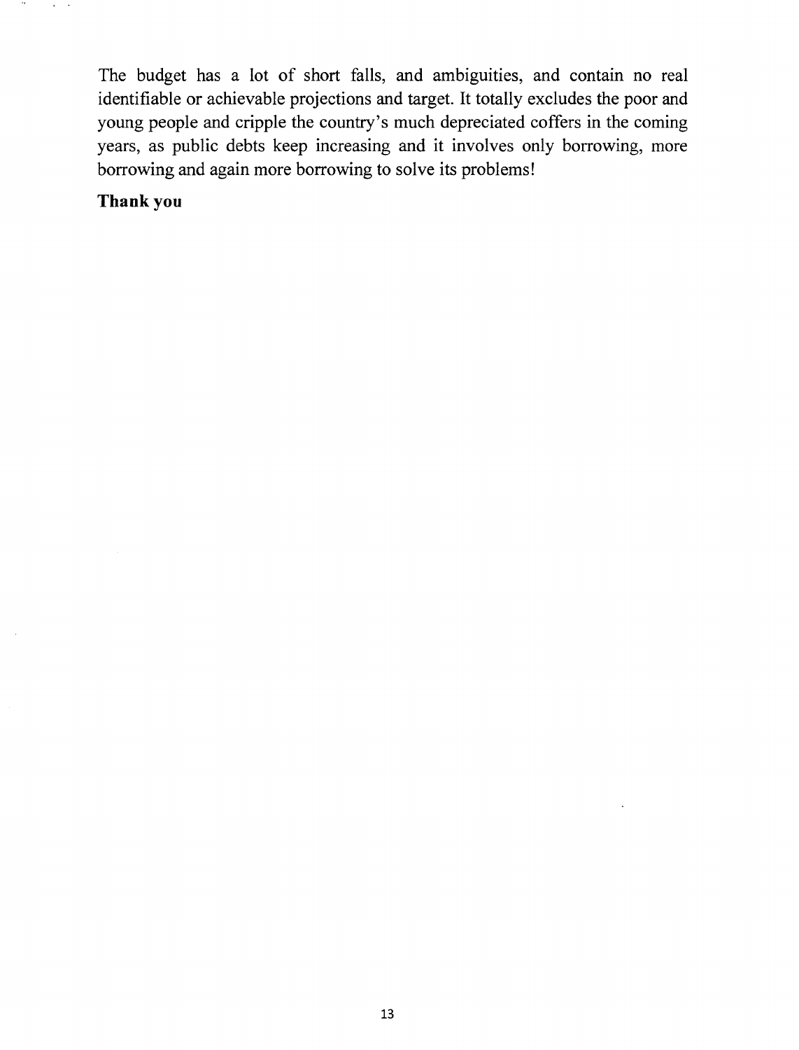The budget has a lot of short falls, and ambiguities, and contain no real identifiable or achievable projections and target. It totally excludes the poor and young people and cripple the country's much depreciated coffers in the coming years, as public debts keep increasing and it involves only borrowing, more borrowing and again more borrowing to solve its problems!

**Thank you**